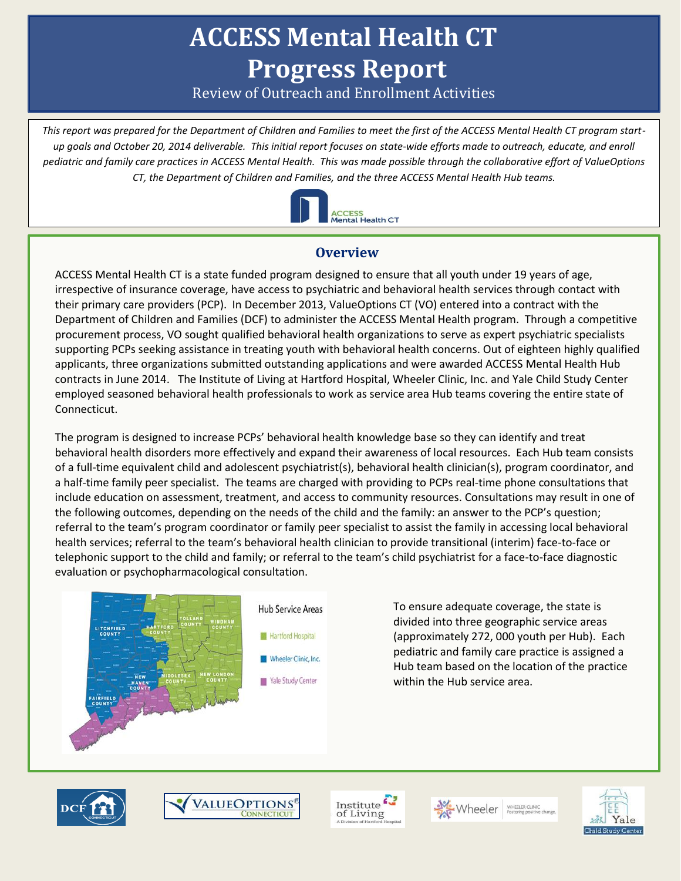# ACCESS Mental Health CT Progress Report

Review of Outreach and Enrollment Activities

*This report was prepared for the Department of Children and Families to meet the first of the ACCESS Mental Health CT program start-up goals and October 20, 2014 deliverable. This initial report focuses on state-wide efforts made to outreach, educate, and enroll pediatric and family care practices in ACCESS Mental Health. This was made possible through the collaborative effort of ValueOptions CT, the Department of Children and Families, and the three ACCESS Mental Health Hub teams.*

## Overview

ACCESS Mental Health CT is a state funded program designed to ensure that all youth under 19 years of age, irrespective of insurance coverage, have access to psychiatric and behavioral health services through contact with their primary care providers (PCP). In December 2013, ValueOptions CT (VO) entered into a contract with the Department of Children and Families (DCF) to administer the ACCESS Mental Health program. Through a competitive procurement process, VO sought qualified behavioral health organizations to serve as expert psychiatric specialists supporting PCPs seeking assistance in treating youth with behavioral health concerns. Out of eighteen highly qualified applicants, three organizations submitted outstanding applications and were awarded ACCESS Mental Health Hub contracts in June 2014. The Institute of Living at Hartford Hospital, Wheeler Clinic, Inc. and Yale Child Study Center employed seasoned behavioral health professionals to work as service area Hub teams covering the entire state of Connecticut.

The program is designed to increase PCPs' behavioral health knowledge base so they can identify and treat behavioral health disorders more effectively and expand their awareness of local resources. Each Hub team consists of a full-time equivalent child and adolescent psychiatrist(s), behavioral health clinician(s), program coordinator, and a half-time family peer specialist. The teams are charged with providing to PCPs real-time phone consultations that include education on assessment, treatment, and access to community resources. Consultations may result in one of the following outcomes, depending on the needs of the child and the family: an answer to the PCP's question; referral to the team's program coordinator or family peer specialist to assist the family in accessing local behavioral health services; referral to the team's behavioral health clinician to provide transitional (interim) face-to-face or telephonic support to the child and family; or referral to the team's child psychiatrist for a face-to-face diagnostic evaluation or psychopharmacological consultation.

Hub Service Areas

- Hartford Hospital
- Wheeler Clinic, Inc.
- Yale Study Center

To ensure adequate coverage, the state is divided into three geographic service areas (approximately 272, 000 youth per Hub). Each pediatric and family care practice is assigned a Hub team based on the location of the practice within the Hub service area.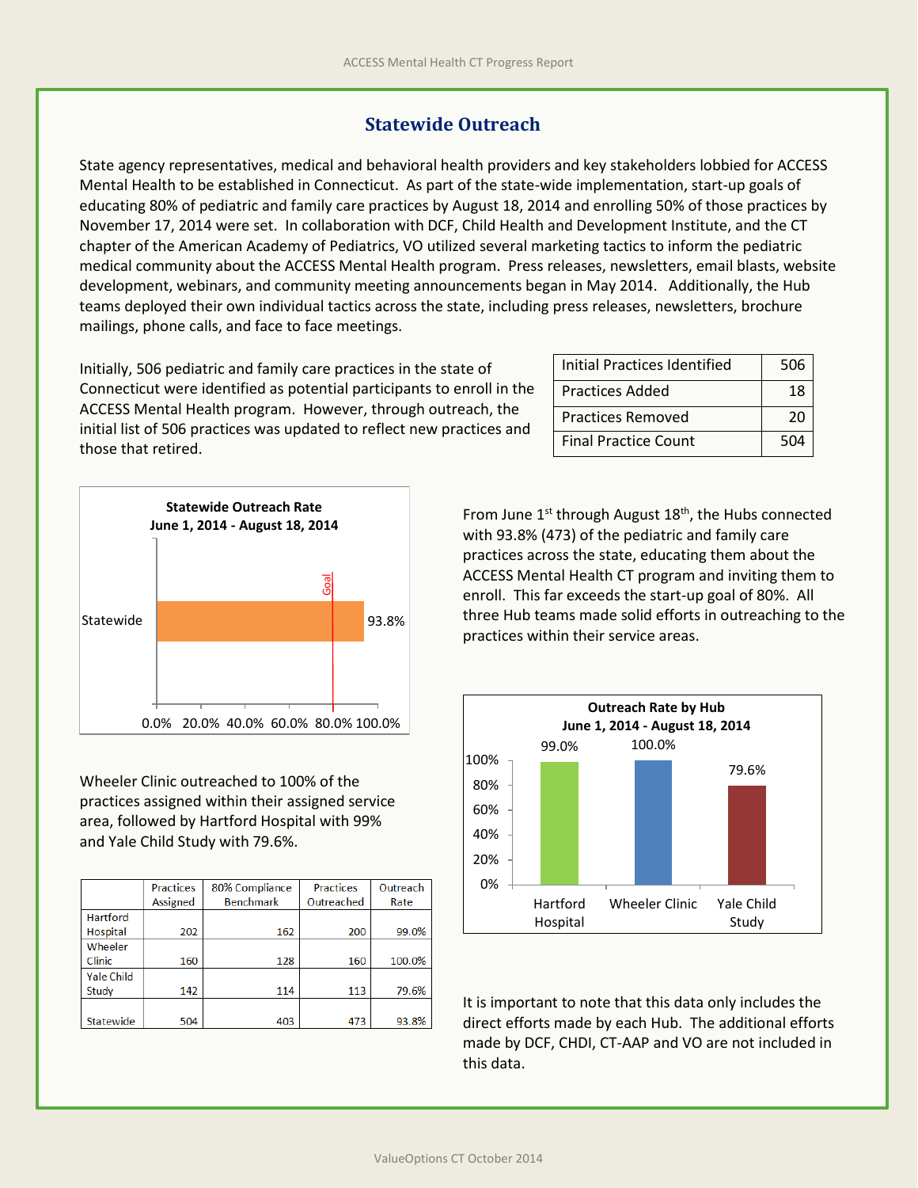## Statewide Outreach

State agency representatives, medical and behavioral health providers and key stakeholders lobbied for ACCESS Mental Health to be established in Connecticut. As part of the state-wide implementation, start-up goals of educating 80% of pediatric and family care practices by August 18, 2014 and enrolling 50% of those practices by November 17, 2014 were set. In collaboration with DCF, Child Health and Development Institute, and the CT chapter of the American Academy of Pediatrics, VO utilized several marketing tactics to inform the pediatric medical community about the ACCESS Mental Health program. Press releases, newsletters, email blasts, website development, webinars, and community meeting announcements began in May 2014. Additionally, the Hub teams deployed their own individual tactics across the state, including press releases, newsletters, brochure mailings, phone calls, and face to face meetings.

Initially, 506 pediatric and family care practices in the state of Connecticut were identified as potential participants to enroll in the ACCESS Mental Health program. However, through outreach, the initial list of 506 practices was updated to reflect new practices and those that retired.

| | |
|---|---|
| Initial Practices Identified | 506 |
| Practices Added | 18 |
| Practices Removed | 20 |
| Final Practice Count | 504 |

**Statewide Outreach Rate**
**June 1, 2014 - August 18, 2014**

| | Outreach Rate |
|---|---|
| Statewide | 93.8% |

Goal: 80.0%

From June 1st through August 18th, the Hubs connected with 93.8% (473) of the pediatric and family care practices across the state, educating them about the ACCESS Mental Health CT program and inviting them to enroll. This far exceeds the start-up goal of 80%. All three Hub teams made solid efforts in outreaching to the practices within their service areas.

**Outreach Rate by Hub**
**June 1, 2014 - August 18, 2014**

| Hub | Outreach Rate |
|---|---|
| Hartford Hospital | 99.0% |
| Wheeler Clinic | 100.0% |
| Yale Child Study | 79.6% |

Wheeler Clinic outreached to 100% of the practices assigned within their assigned service area, followed by Hartford Hospital with 99% and Yale Child Study with 79.6%.

| | Practices Assigned | 80% Compliance Benchmark | Practices Outreached | Outreach Rate |
|---|---|---|---|---|
| Hartford Hospital | 202 | 162 | 200 | 99.0% |
| Wheeler Clinic | 160 | 128 | 160 | 100.0% |
| Yale Child Study | 142 | 114 | 113 | 79.6% |
| Statewide | 504 | 403 | 473 | 93.8% |

It is important to note that this data only includes the direct efforts made by each Hub. The additional efforts made by DCF, CHDI, CT-AAP and VO are not included in this data.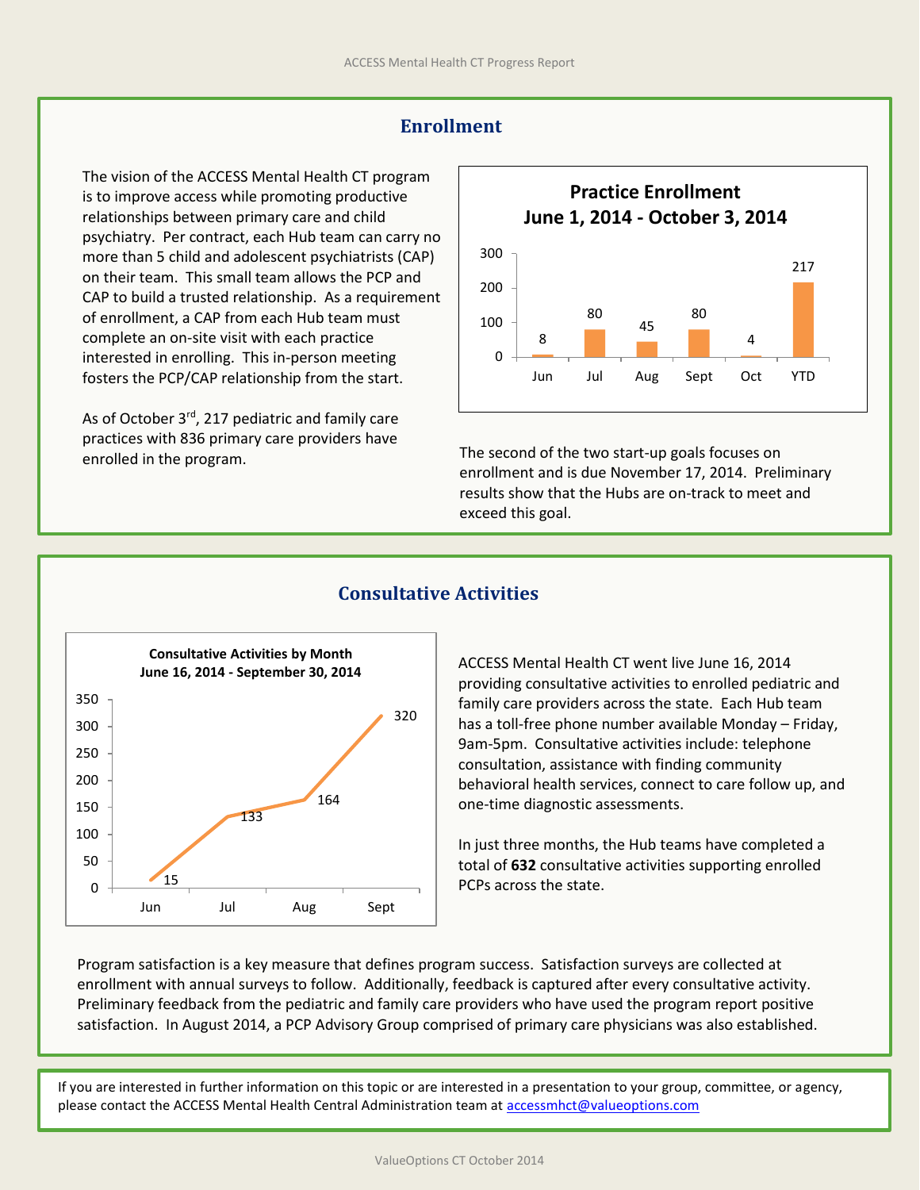## Enrollment

The vision of the ACCESS Mental Health CT program is to improve access while promoting productive relationships between primary care and child psychiatry. Per contract, each Hub team can carry no more than 5 child and adolescent psychiatrists (CAP) on their team. This small team allows the PCP and CAP to build a trusted relationship. As a requirement of enrollment, a CAP from each Hub team must complete an on-site visit with each practice interested in enrolling. This in-person meeting fosters the PCP/CAP relationship from the start.

As of October 3rd, 217 pediatric and family care practices with 836 primary care providers have enrolled in the program.

Practice Enrollment
June 1, 2014 - October 3, 2014

300
200
100
0

8
80
45
80
4
217

Jun
Jul
Aug
Sept
Oct
YTD

The second of the two start-up goals focuses on enrollment and is due November 17, 2014. Preliminary results show that the Hubs are on-track to meet and exceed this goal.

## Consultative Activities

Consultative Activities by Month
June 16, 2014 - September 30, 2014

350
300
250
200
150
100
50
0

15
133
164
320

Jun
Jul
Aug
Sept

ACCESS Mental Health CT went live June 16, 2014 providing consultative activities to enrolled pediatric and family care providers across the state. Each Hub team has a toll-free phone number available Monday – Friday, 9am-5pm. Consultative activities include: telephone consultation, assistance with finding community behavioral health services, connect to care follow up, and one-time diagnostic assessments.

In just three months, the Hub teams have completed a total of **632** consultative activities supporting enrolled PCPs across the state.

Program satisfaction is a key measure that defines program success. Satisfaction surveys are collected at enrollment with annual surveys to follow. Additionally, feedback is captured after every consultative activity. Preliminary feedback from the pediatric and family care providers who have used the program report positive satisfaction. In August 2014, a PCP Advisory Group comprised of primary care physicians was also established.

If you are interested in further information on this topic or are interested in a presentation to your group, committee, or agency, please contact the ACCESS Mental Health Central Administration team at accessmhct@valueoptions.com